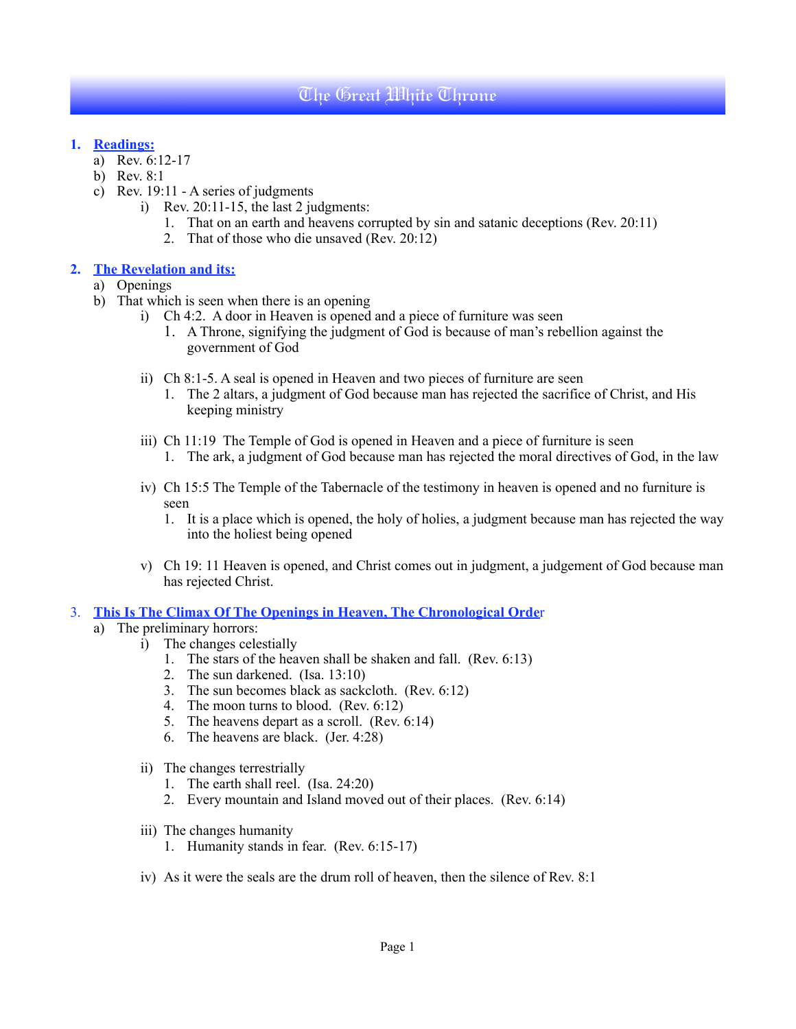# The Great White Throne

1. **Readings:**
   a) Rev. 6:12-17
   b) Rev. 8:1
   c) Rev. 19:11 - A series of judgments
      i) Rev. 20:11-15, the last 2 judgments:
         1. That on an earth and heavens corrupted by sin and satanic deceptions (Rev. 20:11)
         2. That of those who die unsaved (Rev. 20:12)

2. **The Revelation and its:**
   a) Openings
   b) That which is seen when there is an opening
      i) Ch 4:2. A door in Heaven is opened and a piece of furniture was seen
         1. A Throne, signifying the judgment of God is because of man's rebellion against the government of God
      ii) Ch 8:1-5. A seal is opened in Heaven and two pieces of furniture are seen
         1. The 2 altars, a judgment of God because man has rejected the sacrifice of Christ, and His keeping ministry
      iii) Ch 11:19 The Temple of God is opened in Heaven and a piece of furniture is seen
         1. The ark, a judgment of God because man has rejected the moral directives of God, in the law
      iv) Ch 15:5 The Temple of the Tabernacle of the testimony in heaven is opened and no furniture is seen
         1. It is a place which is opened, the holy of holies, a judgment because man has rejected the way into the holiest being opened
      v) Ch 19: 11 Heaven is opened, and Christ comes out in judgment, a judgement of God because man has rejected Christ.

3. **This Is The Climax Of The Openings in Heaven, The Chronological Order**
   a) The preliminary horrors:
      i) The changes celestially
         1. The stars of the heaven shall be shaken and fall. (Rev. 6:13)
         2. The sun darkened. (Isa. 13:10)
         3. The sun becomes black as sackcloth. (Rev. 6:12)
         4. The moon turns to blood. (Rev. 6:12)
         5. The heavens depart as a scroll. (Rev. 6:14)
         6. The heavens are black. (Jer. 4:28)
      ii) The changes terrestrially
         1. The earth shall reel. (Isa. 24:20)
         2. Every mountain and Island moved out of their places. (Rev. 6:14)
      iii) The changes humanity
         1. Humanity stands in fear. (Rev. 6:15-17)
      iv) As it were the seals are the drum roll of heaven, then the silence of Rev. 8:1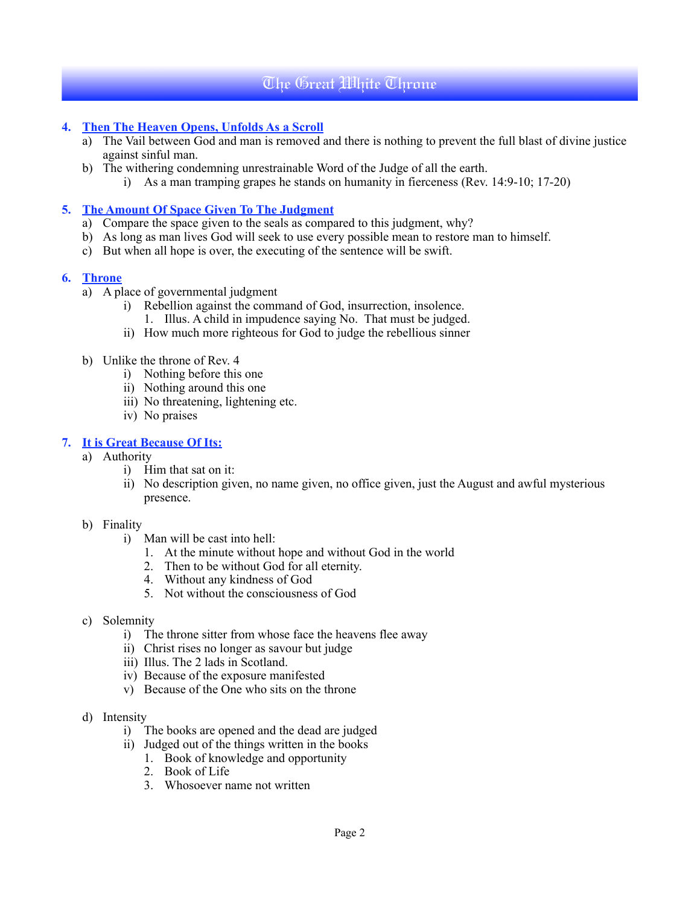# The Great White Throne

4. **Then The Heaven Opens, Unfolds As a Scroll**
    a) The Vail between God and man is removed and there is nothing to prevent the full blast of divine justice against sinful man.
    b) The withering condemning unrestrainable Word of the Judge of all the earth.
        i) As a man tramping grapes he stands on humanity in fierceness (Rev. 14:9-10; 17-20)

5. **The Amount Of Space Given To The Judgment**
    a) Compare the space given to the seals as compared to this judgment, why?
    b) As long as man lives God will seek to use every possible mean to restore man to himself.
    c) But when all hope is over, the executing of the sentence will be swift.

6. **Throne**
    a) A place of governmental judgment
        i) Rebellion against the command of God, insurrection, insolence.
            1. Illus. A child in impudence saying No. That must be judged.
        ii) How much more righteous for God to judge the rebellious sinner

    b) Unlike the throne of Rev. 4
        i) Nothing before this one
        ii) Nothing around this one
        iii) No threatening, lightening etc.
        iv) No praises

7. **It is Great Because Of Its:**
    a) Authority
        i) Him that sat on it:
        ii) No description given, no name given, no office given, just the August and awful mysterious presence.

    b) Finality
        i) Man will be cast into hell:
            1. At the minute without hope and without God in the world
            2. Then to be without God for all eternity.
            4. Without any kindness of God
            5. Not without the consciousness of God

    c) Solemnity
        i) The throne sitter from whose face the heavens flee away
        ii) Christ rises no longer as savour but judge
        iii) Illus. The 2 lads in Scotland.
        iv) Because of the exposure manifested
        v) Because of the One who sits on the throne

    d) Intensity
        i) The books are opened and the dead are judged
        ii) Judged out of the things written in the books
            1. Book of knowledge and opportunity
            2. Book of Life
            3. Whosoever name not written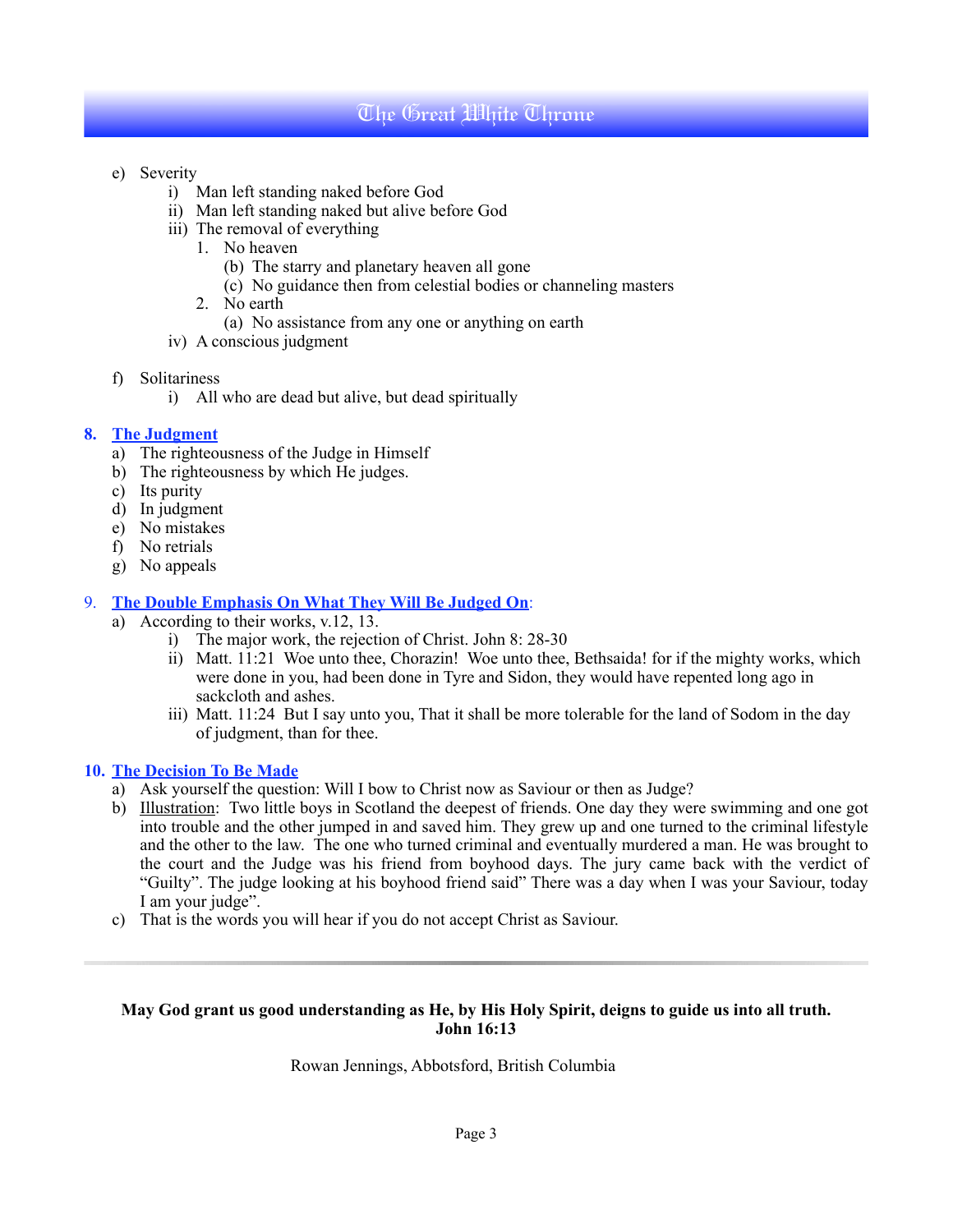e) Severity
    i) Man left standing naked before God
    ii) Man left standing naked but alive before God
    iii) The removal of everything
        1. No heaven
            (b) The starry and planetary heaven all gone
            (c) No guidance then from celestial bodies or channeling masters
        2. No earth
            (a) No assistance from any one or anything on earth
    iv) A conscious judgment

f) Solitariness
    i) All who are dead but alive, but dead spiritually

**8. The Judgment**

a) The righteousness of the Judge in Himself
b) The righteousness by which He judges.
c) Its purity
d) In judgment
e) No mistakes
f) No retrials
g) No appeals

**9. The Double Emphasis On What They Will Be Judged On:**

a) According to their works, v.12, 13.
    i) The major work, the rejection of Christ. John 8: 28-30
    ii) Matt. 11:21 Woe unto thee, Chorazin! Woe unto thee, Bethsaida! for if the mighty works, which were done in you, had been done in Tyre and Sidon, they would have repented long ago in sackcloth and ashes.
    iii) Matt. 11:24 But I say unto you, That it shall be more tolerable for the land of Sodom in the day of judgment, than for thee.

**10. The Decision To Be Made**

a) Ask yourself the question: Will I bow to Christ now as Saviour or then as Judge?
b) Illustration: Two little boys in Scotland the deepest of friends. One day they were swimming and one got into trouble and the other jumped in and saved him. They grew up and one turned to the criminal lifestyle and the other to the law. The one who turned criminal and eventually murdered a man. He was brought to the court and the Judge was his friend from boyhood days. The jury came back with the verdict of "Guilty". The judge looking at his boyhood friend said" There was a day when I was your Saviour, today I am your judge".
c) That is the words you will hear if you do not accept Christ as Saviour.

---

**May God grant us good understanding as He, by His Holy Spirit, deigns to guide us into all truth. John 16:13**

Rowan Jennings, Abbotsford, British Columbia